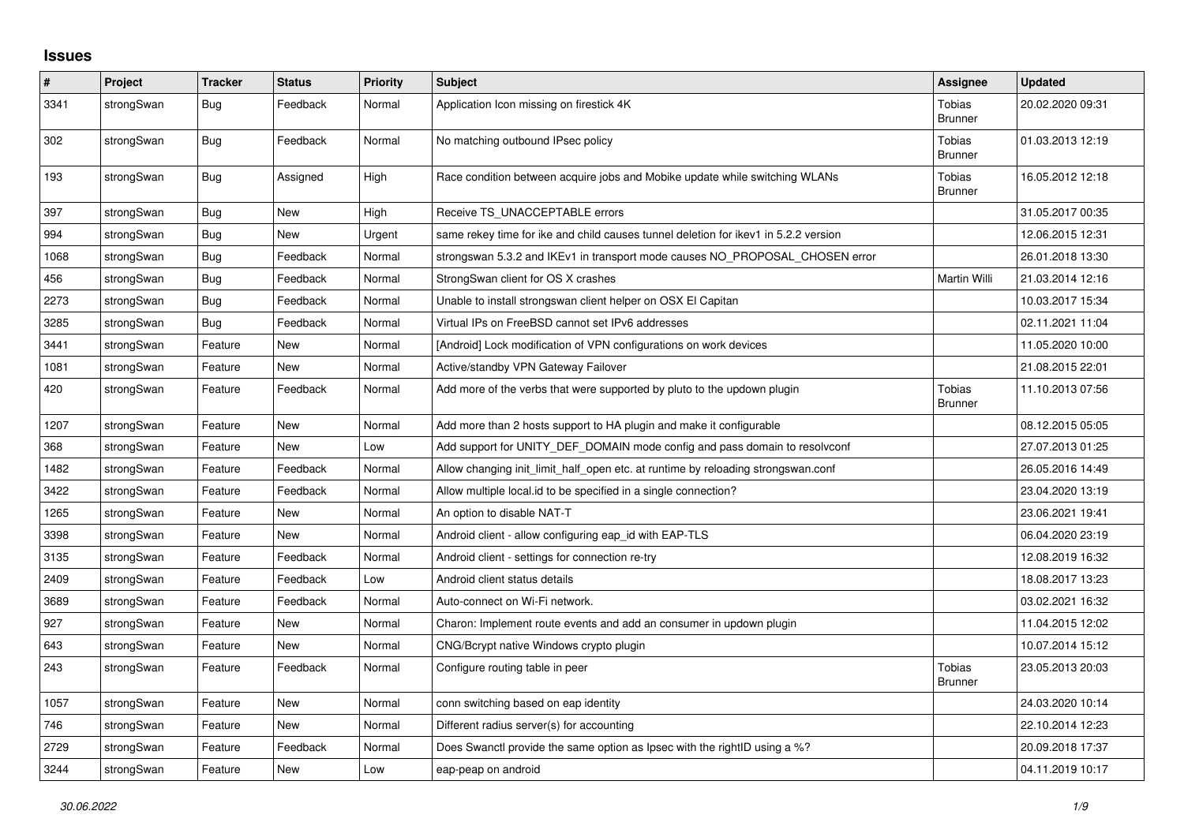## Issues

| # | Project | Tracker | Status | Priority | Subject | Assignee | Updated |
|---|---|---|---|---|---|---|---|
| 3341 | strongSwan | Bug | Feedback | Normal | Application Icon missing on firestick 4K | Tobias Brunner | 20.02.2020 09:31 |
| 302 | strongSwan | Bug | Feedback | Normal | No matching outbound IPsec policy | Tobias Brunner | 01.03.2013 12:19 |
| 193 | strongSwan | Bug | Assigned | High | Race condition between acquire jobs and Mobike update while switching WLANs | Tobias Brunner | 16.05.2012 12:18 |
| 397 | strongSwan | Bug | New | High | Receive TS_UNACCEPTABLE errors | | 31.05.2017 00:35 |
| 994 | strongSwan | Bug | New | Urgent | same rekey time for ike and child causes tunnel deletion for ikev1 in 5.2.2 version | | 12.06.2015 12:31 |
| 1068 | strongSwan | Bug | Feedback | Normal | strongswan 5.3.2 and IKEv1 in transport mode causes NO_PROPOSAL_CHOSEN error | | 26.01.2018 13:30 |
| 456 | strongSwan | Bug | Feedback | Normal | StrongSwan client for OS X crashes | Martin Willi | 21.03.2014 12:16 |
| 2273 | strongSwan | Bug | Feedback | Normal | Unable to install strongswan client helper on OSX El Capitan | | 10.03.2017 15:34 |
| 3285 | strongSwan | Bug | Feedback | Normal | Virtual IPs on FreeBSD cannot set IPv6 addresses | | 02.11.2021 11:04 |
| 3441 | strongSwan | Feature | New | Normal | [Android] Lock modification of VPN configurations on work devices | | 11.05.2020 10:00 |
| 1081 | strongSwan | Feature | New | Normal | Active/standby VPN Gateway Failover | | 21.08.2015 22:01 |
| 420 | strongSwan | Feature | Feedback | Normal | Add more of the verbs that were supported by pluto to the updown plugin | Tobias Brunner | 11.10.2013 07:56 |
| 1207 | strongSwan | Feature | New | Normal | Add more than 2 hosts support to HA plugin and make it configurable | | 08.12.2015 05:05 |
| 368 | strongSwan | Feature | New | Low | Add support for UNITY_DEF_DOMAIN mode config and pass domain to resolvconf | | 27.07.2013 01:25 |
| 1482 | strongSwan | Feature | Feedback | Normal | Allow changing init_limit_half_open etc. at runtime by reloading strongswan.conf | | 26.05.2016 14:49 |
| 3422 | strongSwan | Feature | Feedback | Normal | Allow multiple local.id to be specified in a single connection? | | 23.04.2020 13:19 |
| 1265 | strongSwan | Feature | New | Normal | An option to disable NAT-T | | 23.06.2021 19:41 |
| 3398 | strongSwan | Feature | New | Normal | Android client - allow configuring eap_id with EAP-TLS | | 06.04.2020 23:19 |
| 3135 | strongSwan | Feature | Feedback | Normal | Android client - settings for connection re-try | | 12.08.2019 16:32 |
| 2409 | strongSwan | Feature | Feedback | Low | Android client status details | | 18.08.2017 13:23 |
| 3689 | strongSwan | Feature | Feedback | Normal | Auto-connect on Wi-Fi network. | | 03.02.2021 16:32 |
| 927 | strongSwan | Feature | New | Normal | Charon: Implement route events and add an consumer in updown plugin | | 11.04.2015 12:02 |
| 643 | strongSwan | Feature | New | Normal | CNG/Bcrypt native Windows crypto plugin | | 10.07.2014 15:12 |
| 243 | strongSwan | Feature | Feedback | Normal | Configure routing table in peer | Tobias Brunner | 23.05.2013 20:03 |
| 1057 | strongSwan | Feature | New | Normal | conn switching based on eap identity | | 24.03.2020 10:14 |
| 746 | strongSwan | Feature | New | Normal | Different radius server(s) for accounting | | 22.10.2014 12:23 |
| 2729 | strongSwan | Feature | Feedback | Normal | Does Swanctl provide the same option as Ipsec with the rightID using a %? | | 20.09.2018 17:37 |
| 3244 | strongSwan | Feature | New | Low | eap-peap on android | | 04.11.2019 10:17 |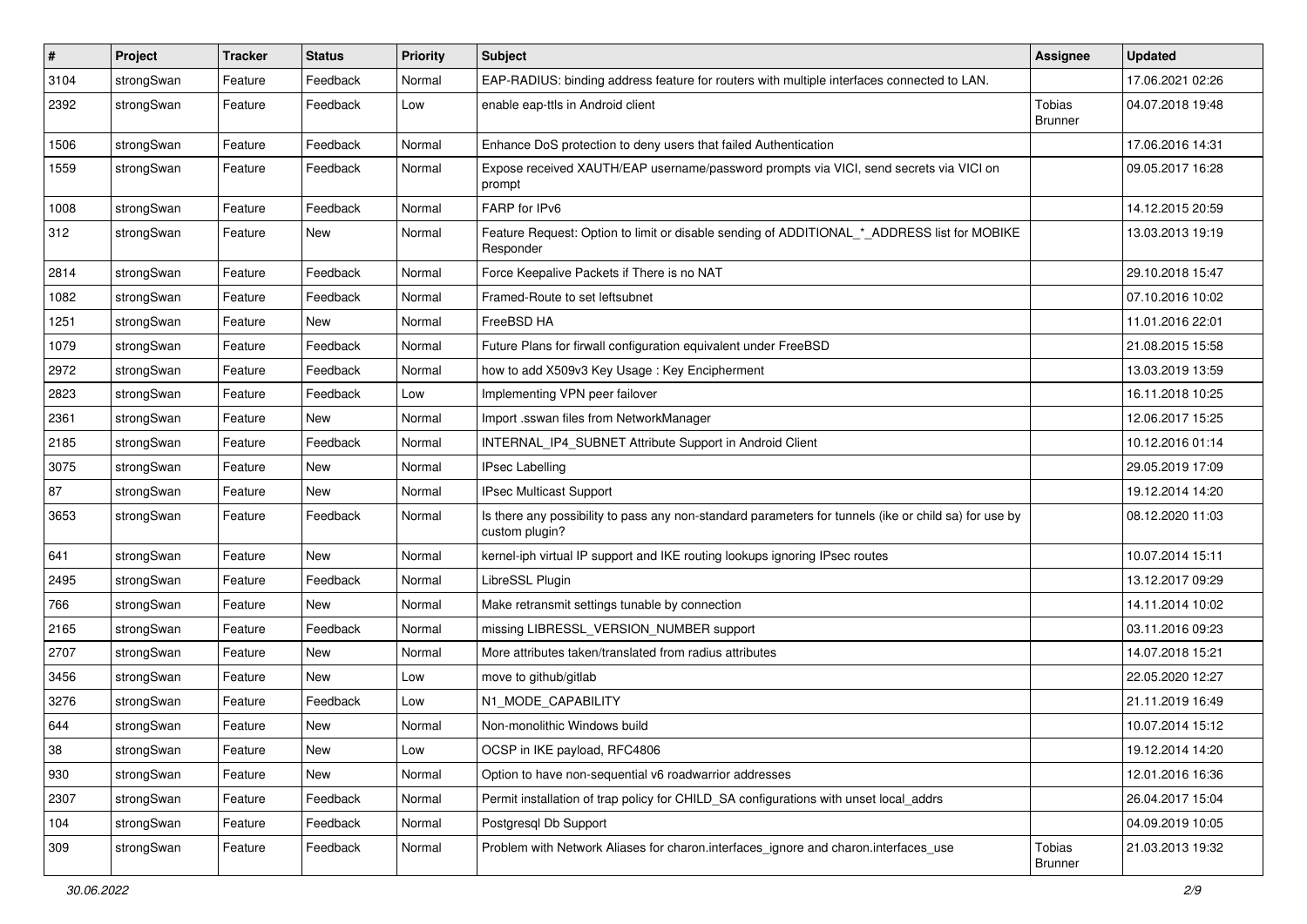| # | Project | Tracker | Status | Priority | Subject | Assignee | Updated |
| --- | --- | --- | --- | --- | --- | --- | --- |
| 3104 | strongSwan | Feature | Feedback | Normal | EAP-RADIUS: binding address feature for routers with multiple interfaces connected to LAN. | | 17.06.2021 02:26 |
| 2392 | strongSwan | Feature | Feedback | Low | enable eap-ttls in Android client | Tobias Brunner | 04.07.2018 19:48 |
| 1506 | strongSwan | Feature | Feedback | Normal | Enhance DoS protection to deny users that failed Authentication | | 17.06.2016 14:31 |
| 1559 | strongSwan | Feature | Feedback | Normal | Expose received XAUTH/EAP username/password prompts via VICI, send secrets via VICI on prompt | | 09.05.2017 16:28 |
| 1008 | strongSwan | Feature | Feedback | Normal | FARP for IPv6 | | 14.12.2015 20:59 |
| 312 | strongSwan | Feature | New | Normal | Feature Request: Option to limit or disable sending of ADDITIONAL_*_ADDRESS list for MOBIKE Responder | | 13.03.2013 19:19 |
| 2814 | strongSwan | Feature | Feedback | Normal | Force Keepalive Packets if There is no NAT | | 29.10.2018 15:47 |
| 1082 | strongSwan | Feature | Feedback | Normal | Framed-Route to set leftsubnet | | 07.10.2016 10:02 |
| 1251 | strongSwan | Feature | New | Normal | FreeBSD HA | | 11.01.2016 22:01 |
| 1079 | strongSwan | Feature | Feedback | Normal | Future Plans for firwall configuration equivalent under FreeBSD | | 21.08.2015 15:58 |
| 2972 | strongSwan | Feature | Feedback | Normal | how to add X509v3 Key Usage : Key Encipherment | | 13.03.2019 13:59 |
| 2823 | strongSwan | Feature | Feedback | Low | Implementing VPN peer failover | | 16.11.2018 10:25 |
| 2361 | strongSwan | Feature | New | Normal | Import .sswan files from NetworkManager | | 12.06.2017 15:25 |
| 2185 | strongSwan | Feature | Feedback | Normal | INTERNAL_IP4_SUBNET Attribute Support in Android Client | | 10.12.2016 01:14 |
| 3075 | strongSwan | Feature | New | Normal | IPsec Labelling | | 29.05.2019 17:09 |
| 87 | strongSwan | Feature | New | Normal | IPsec Multicast Support | | 19.12.2014 14:20 |
| 3653 | strongSwan | Feature | Feedback | Normal | Is there any possibility to pass any non-standard parameters for tunnels (ike or child sa) for use by custom plugin? | | 08.12.2020 11:03 |
| 641 | strongSwan | Feature | New | Normal | kernel-iph virtual IP support and IKE routing lookups ignoring IPsec routes | | 10.07.2014 15:11 |
| 2495 | strongSwan | Feature | Feedback | Normal | LibreSSL Plugin | | 13.12.2017 09:29 |
| 766 | strongSwan | Feature | New | Normal | Make retransmit settings tunable by connection | | 14.11.2014 10:02 |
| 2165 | strongSwan | Feature | Feedback | Normal | missing LIBRESSL_VERSION_NUMBER support | | 03.11.2016 09:23 |
| 2707 | strongSwan | Feature | New | Normal | More attributes taken/translated from radius attributes | | 14.07.2018 15:21 |
| 3456 | strongSwan | Feature | New | Low | move to github/gitlab | | 22.05.2020 12:27 |
| 3276 | strongSwan | Feature | Feedback | Low | N1_MODE_CAPABILITY | | 21.11.2019 16:49 |
| 644 | strongSwan | Feature | New | Normal | Non-monolithic Windows build | | 10.07.2014 15:12 |
| 38 | strongSwan | Feature | New | Low | OCSP in IKE payload, RFC4806 | | 19.12.2014 14:20 |
| 930 | strongSwan | Feature | New | Normal | Option to have non-sequential v6 roadwarrior addresses | | 12.01.2016 16:36 |
| 2307 | strongSwan | Feature | Feedback | Normal | Permit installation of trap policy for CHILD_SA configurations with unset local_addrs | | 26.04.2017 15:04 |
| 104 | strongSwan | Feature | Feedback | Normal | Postgresql Db Support | | 04.09.2019 10:05 |
| 309 | strongSwan | Feature | Feedback | Normal | Problem with Network Aliases for charon.interfaces_ignore and charon.interfaces_use | Tobias Brunner | 21.03.2013 19:32 |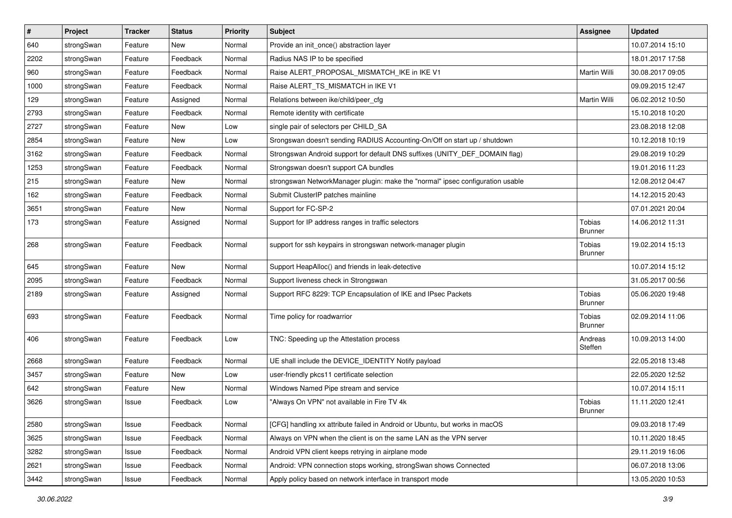| # | Project | Tracker | Status | Priority | Subject | Assignee | Updated |
|---|---|---|---|---|---|---|---|
| 640 | strongSwan | Feature | New | Normal | Provide an init_once() abstraction layer | | 10.07.2014 15:10 |
| 2202 | strongSwan | Feature | Feedback | Normal | Radius NAS IP to be specified | | 18.01.2017 17:58 |
| 960 | strongSwan | Feature | Feedback | Normal | Raise ALERT_PROPOSAL_MISMATCH_IKE in IKE V1 | Martin Willi | 30.08.2017 09:05 |
| 1000 | strongSwan | Feature | Feedback | Normal | Raise ALERT_TS_MISMATCH in IKE V1 | | 09.09.2015 12:47 |
| 129 | strongSwan | Feature | Assigned | Normal | Relations between ike/child/peer_cfg | Martin Willi | 06.02.2012 10:50 |
| 2793 | strongSwan | Feature | Feedback | Normal | Remote identity with certificate | | 15.10.2018 10:20 |
| 2727 | strongSwan | Feature | New | Low | single pair of selectors per CHILD_SA | | 23.08.2018 12:08 |
| 2854 | strongSwan | Feature | New | Low | Srongswan doesn't sending RADIUS Accounting-On/Off on start up / shutdown | | 10.12.2018 10:19 |
| 3162 | strongSwan | Feature | Feedback | Normal | Strongswan Android support for default DNS suffixes (UNITY_DEF_DOMAIN flag) | | 29.08.2019 10:29 |
| 1253 | strongSwan | Feature | Feedback | Normal | Strongswan doesn't support CA bundles | | 19.01.2016 11:23 |
| 215 | strongSwan | Feature | New | Normal | strongswan NetworkManager plugin: make the "normal" ipsec configuration usable | | 12.08.2012 04:47 |
| 162 | strongSwan | Feature | Feedback | Normal | Submit ClusterIP patches mainline | | 14.12.2015 20:43 |
| 3651 | strongSwan | Feature | New | Normal | Support for FC-SP-2 | | 07.01.2021 20:04 |
| 173 | strongSwan | Feature | Assigned | Normal | Support for IP address ranges in traffic selectors | Tobias Brunner | 14.06.2012 11:31 |
| 268 | strongSwan | Feature | Feedback | Normal | support for ssh keypairs in strongswan network-manager plugin | Tobias Brunner | 19.02.2014 15:13 |
| 645 | strongSwan | Feature | New | Normal | Support HeapAlloc() and friends in leak-detective | | 10.07.2014 15:12 |
| 2095 | strongSwan | Feature | Feedback | Normal | Support liveness check in Strongswan | | 31.05.2017 00:56 |
| 2189 | strongSwan | Feature | Assigned | Normal | Support RFC 8229: TCP Encapsulation of IKE and IPsec Packets | Tobias Brunner | 05.06.2020 19:48 |
| 693 | strongSwan | Feature | Feedback | Normal | Time policy for roadwarrior | Tobias Brunner | 02.09.2014 11:06 |
| 406 | strongSwan | Feature | Feedback | Low | TNC: Speeding up the Attestation process | Andreas Steffen | 10.09.2013 14:00 |
| 2668 | strongSwan | Feature | Feedback | Normal | UE shall include the DEVICE_IDENTITY Notify payload | | 22.05.2018 13:48 |
| 3457 | strongSwan | Feature | New | Low | user-friendly pkcs11 certificate selection | | 22.05.2020 12:52 |
| 642 | strongSwan | Feature | New | Normal | Windows Named Pipe stream and service | | 10.07.2014 15:11 |
| 3626 | strongSwan | Issue | Feedback | Low | "Always On VPN" not available in Fire TV 4k | Tobias Brunner | 11.11.2020 12:41 |
| 2580 | strongSwan | Issue | Feedback | Normal | [CFG] handling xx attribute failed in Android or Ubuntu, but works in macOS | | 09.03.2018 17:49 |
| 3625 | strongSwan | Issue | Feedback | Normal | Always on VPN when the client is on the same LAN as the VPN server | | 10.11.2020 18:45 |
| 3282 | strongSwan | Issue | Feedback | Normal | Android VPN client keeps retrying in airplane mode | | 29.11.2019 16:06 |
| 2621 | strongSwan | Issue | Feedback | Normal | Android: VPN connection stops working, strongSwan shows Connected | | 06.07.2018 13:06 |
| 3442 | strongSwan | Issue | Feedback | Normal | Apply policy based on network interface in transport mode | | 13.05.2020 10:53 |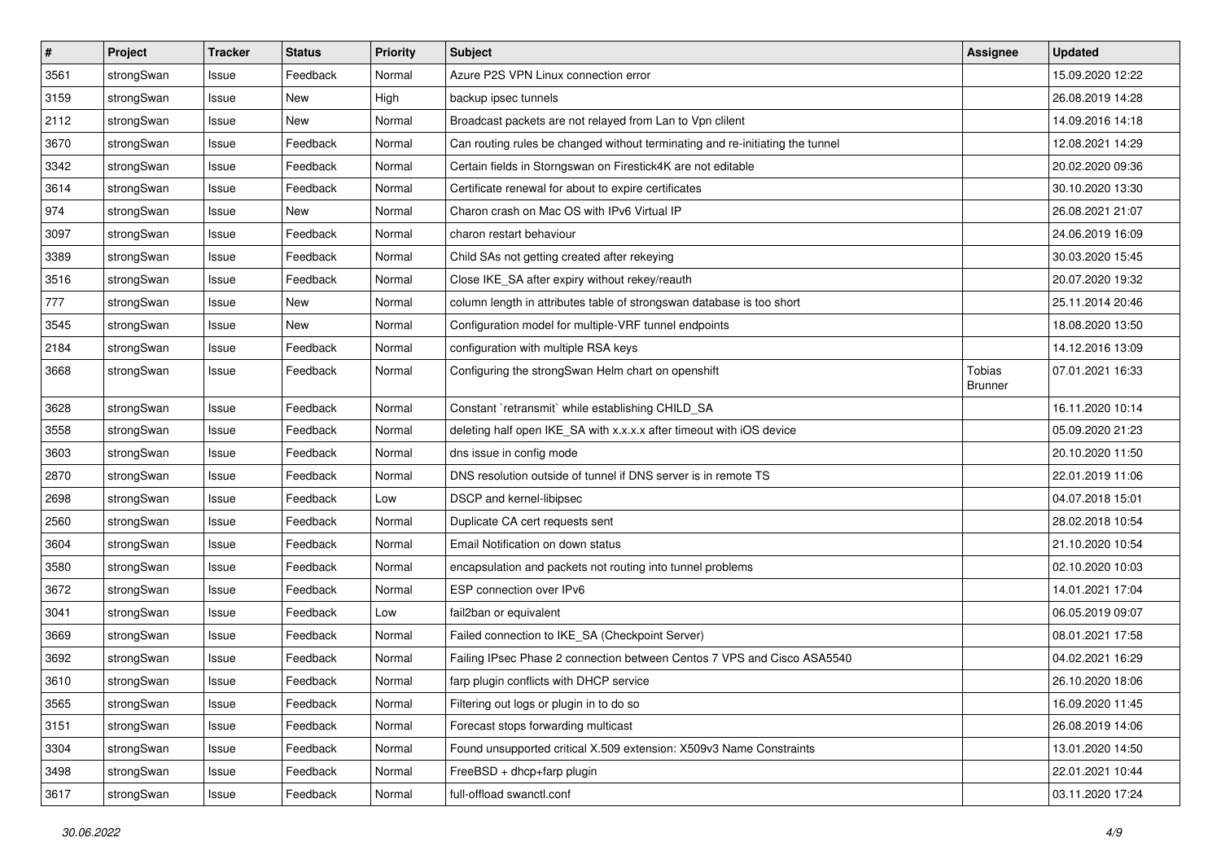| # | Project | Tracker | Status | Priority | Subject | Assignee | Updated |
|---|---|---|---|---|---|---|---|
| 3561 | strongSwan | Issue | Feedback | Normal | Azure P2S VPN Linux connection error | | 15.09.2020 12:22 |
| 3159 | strongSwan | Issue | New | High | backup ipsec tunnels | | 26.08.2019 14:28 |
| 2112 | strongSwan | Issue | New | Normal | Broadcast packets are not relayed from Lan to Vpn clilent | | 14.09.2016 14:18 |
| 3670 | strongSwan | Issue | Feedback | Normal | Can routing rules be changed without terminating and re-initiating the tunnel | | 12.08.2021 14:29 |
| 3342 | strongSwan | Issue | Feedback | Normal | Certain fields in Storngswan on Firestick4K are not editable | | 20.02.2020 09:36 |
| 3614 | strongSwan | Issue | Feedback | Normal | Certificate renewal for about to expire certificates | | 30.10.2020 13:30 |
| 974 | strongSwan | Issue | New | Normal | Charon crash on Mac OS with IPv6 Virtual IP | | 26.08.2021 21:07 |
| 3097 | strongSwan | Issue | Feedback | Normal | charon restart behaviour | | 24.06.2019 16:09 |
| 3389 | strongSwan | Issue | Feedback | Normal | Child SAs not getting created after rekeying | | 30.03.2020 15:45 |
| 3516 | strongSwan | Issue | Feedback | Normal | Close IKE_SA after expiry without rekey/reauth | | 20.07.2020 19:32 |
| 777 | strongSwan | Issue | New | Normal | column length in attributes table of strongswan database is too short | | 25.11.2014 20:46 |
| 3545 | strongSwan | Issue | New | Normal | Configuration model for multiple-VRF tunnel endpoints | | 18.08.2020 13:50 |
| 2184 | strongSwan | Issue | Feedback | Normal | configuration with multiple RSA keys | | 14.12.2016 13:09 |
| 3668 | strongSwan | Issue | Feedback | Normal | Configuring the strongSwan Helm chart on openshift | Tobias Brunner | 07.01.2021 16:33 |
| 3628 | strongSwan | Issue | Feedback | Normal | Constant `retransmit` while establishing CHILD_SA | | 16.11.2020 10:14 |
| 3558 | strongSwan | Issue | Feedback | Normal | deleting half open IKE_SA with x.x.x.x after timeout with iOS device | | 05.09.2020 21:23 |
| 3603 | strongSwan | Issue | Feedback | Normal | dns issue in config mode | | 20.10.2020 11:50 |
| 2870 | strongSwan | Issue | Feedback | Normal | DNS resolution outside of tunnel if DNS server is in remote TS | | 22.01.2019 11:06 |
| 2698 | strongSwan | Issue | Feedback | Low | DSCP and kernel-libipsec | | 04.07.2018 15:01 |
| 2560 | strongSwan | Issue | Feedback | Normal | Duplicate CA cert requests sent | | 28.02.2018 10:54 |
| 3604 | strongSwan | Issue | Feedback | Normal | Email Notification on down status | | 21.10.2020 10:54 |
| 3580 | strongSwan | Issue | Feedback | Normal | encapsulation and packets not routing into tunnel problems | | 02.10.2020 10:03 |
| 3672 | strongSwan | Issue | Feedback | Normal | ESP connection over IPv6 | | 14.01.2021 17:04 |
| 3041 | strongSwan | Issue | Feedback | Low | fail2ban or equivalent | | 06.05.2019 09:07 |
| 3669 | strongSwan | Issue | Feedback | Normal | Failed connection to IKE_SA (Checkpoint Server) | | 08.01.2021 17:58 |
| 3692 | strongSwan | Issue | Feedback | Normal | Failing IPsec Phase 2 connection between Centos 7 VPS and Cisco ASA5540 | | 04.02.2021 16:29 |
| 3610 | strongSwan | Issue | Feedback | Normal | farp plugin conflicts with DHCP service | | 26.10.2020 18:06 |
| 3565 | strongSwan | Issue | Feedback | Normal | Filtering out logs or plugin in to do so | | 16.09.2020 11:45 |
| 3151 | strongSwan | Issue | Feedback | Normal | Forecast stops forwarding multicast | | 26.08.2019 14:06 |
| 3304 | strongSwan | Issue | Feedback | Normal | Found unsupported critical X.509 extension: X509v3 Name Constraints | | 13.01.2020 14:50 |
| 3498 | strongSwan | Issue | Feedback | Normal | FreeBSD + dhcp+farp plugin | | 22.01.2021 10:44 |
| 3617 | strongSwan | Issue | Feedback | Normal | full-offload swanctl.conf | | 03.11.2020 17:24 |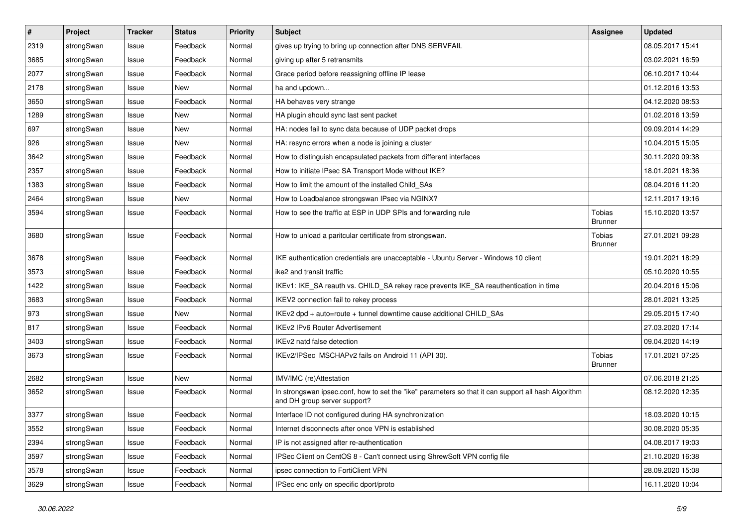| # | Project | Tracker | Status | Priority | Subject | Assignee | Updated |
|---|---|---|---|---|---|---|---|
| 2319 | strongSwan | Issue | Feedback | Normal | gives up trying to bring up connection after DNS SERVFAIL | | 08.05.2017 15:41 |
| 3685 | strongSwan | Issue | Feedback | Normal | giving up after 5 retransmits | | 03.02.2021 16:59 |
| 2077 | strongSwan | Issue | Feedback | Normal | Grace period before reassigning offline IP lease | | 06.10.2017 10:44 |
| 2178 | strongSwan | Issue | New | Normal | ha and updown... | | 01.12.2016 13:53 |
| 3650 | strongSwan | Issue | Feedback | Normal | HA behaves very strange | | 04.12.2020 08:53 |
| 1289 | strongSwan | Issue | New | Normal | HA plugin should sync last sent packet | | 01.02.2016 13:59 |
| 697 | strongSwan | Issue | New | Normal | HA: nodes fail to sync data because of UDP packet drops | | 09.09.2014 14:29 |
| 926 | strongSwan | Issue | New | Normal | HA: resync errors when a node is joining a cluster | | 10.04.2015 15:05 |
| 3642 | strongSwan | Issue | Feedback | Normal | How to distinguish encapsulated packets from different interfaces | | 30.11.2020 09:38 |
| 2357 | strongSwan | Issue | Feedback | Normal | How to initiate IPsec SA Transport Mode without IKE? | | 18.01.2021 18:36 |
| 1383 | strongSwan | Issue | Feedback | Normal | How to limit the amount of the installed Child_SAs | | 08.04.2016 11:20 |
| 2464 | strongSwan | Issue | New | Normal | How to Loadbalance strongswan IPsec via NGINX? | | 12.11.2017 19:16 |
| 3594 | strongSwan | Issue | Feedback | Normal | How to see the traffic at ESP in UDP SPIs and forwarding rule | Tobias Brunner | 15.10.2020 13:57 |
| 3680 | strongSwan | Issue | Feedback | Normal | How to unload a paritcular certificate from strongswan. | Tobias Brunner | 27.01.2021 09:28 |
| 3678 | strongSwan | Issue | Feedback | Normal | IKE authentication credentials are unacceptable - Ubuntu Server - Windows 10 client | | 19.01.2021 18:29 |
| 3573 | strongSwan | Issue | Feedback | Normal | ike2 and transit traffic | | 05.10.2020 10:55 |
| 1422 | strongSwan | Issue | Feedback | Normal | IKEv1: IKE_SA reauth vs. CHILD_SA rekey race prevents IKE_SA reauthentication in time | | 20.04.2016 15:06 |
| 3683 | strongSwan | Issue | Feedback | Normal | IKEV2 connection fail to rekey process | | 28.01.2021 13:25 |
| 973 | strongSwan | Issue | New | Normal | IKEv2 dpd + auto=route + tunnel downtime cause additional CHILD_SAs | | 29.05.2015 17:40 |
| 817 | strongSwan | Issue | Feedback | Normal | IKEv2 IPv6 Router Advertisement | | 27.03.2020 17:14 |
| 3403 | strongSwan | Issue | Feedback | Normal | IKEv2 natd false detection | | 09.04.2020 14:19 |
| 3673 | strongSwan | Issue | Feedback | Normal | IKEv2/IPSec MSCHAPv2 fails on Android 11 (API 30). | Tobias Brunner | 17.01.2021 07:25 |
| 2682 | strongSwan | Issue | New | Normal | IMV/IMC (re)Attestation | | 07.06.2018 21:25 |
| 3652 | strongSwan | Issue | Feedback | Normal | In strongswan ipsec.conf, how to set the "ike" parameters so that it can support all hash Algorithm and DH group server support? | | 08.12.2020 12:35 |
| 3377 | strongSwan | Issue | Feedback | Normal | Interface ID not configured during HA synchronization | | 18.03.2020 10:15 |
| 3552 | strongSwan | Issue | Feedback | Normal | Internet disconnects after once VPN is established | | 30.08.2020 05:35 |
| 2394 | strongSwan | Issue | Feedback | Normal | IP is not assigned after re-authentication | | 04.08.2017 19:03 |
| 3597 | strongSwan | Issue | Feedback | Normal | IPSec Client on CentOS 8 - Can't connect using ShrewSoft VPN config file | | 21.10.2020 16:38 |
| 3578 | strongSwan | Issue | Feedback | Normal | ipsec connection to FortiClient VPN | | 28.09.2020 15:08 |
| 3629 | strongSwan | Issue | Feedback | Normal | IPSec enc only on specific dport/proto | | 16.11.2020 10:04 |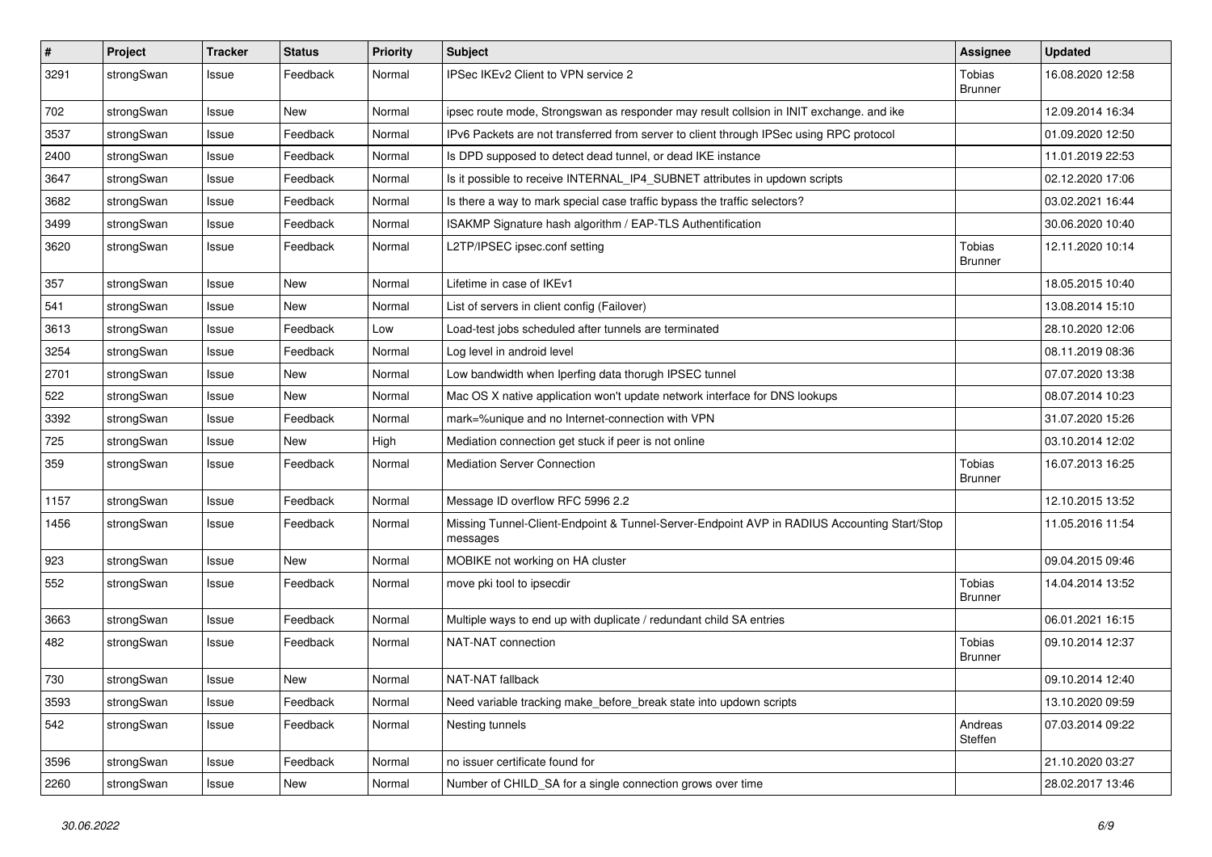| # | Project | Tracker | Status | Priority | Subject | Assignee | Updated |
|---|---|---|---|---|---|---|---|
| 3291 | strongSwan | Issue | Feedback | Normal | IPSec IKEv2 Client to VPN service 2 | Tobias Brunner | 16.08.2020 12:58 |
| 702 | strongSwan | Issue | New | Normal | ipsec route mode, Strongswan as responder may result collsion in INIT exchange. and ike | | 12.09.2014 16:34 |
| 3537 | strongSwan | Issue | Feedback | Normal | IPv6 Packets are not transferred from server to client through IPSec using RPC protocol | | 01.09.2020 12:50 |
| 2400 | strongSwan | Issue | Feedback | Normal | Is DPD supposed to detect dead tunnel, or dead IKE instance | | 11.01.2019 22:53 |
| 3647 | strongSwan | Issue | Feedback | Normal | Is it possible to receive INTERNAL_IP4_SUBNET attributes in updown scripts | | 02.12.2020 17:06 |
| 3682 | strongSwan | Issue | Feedback | Normal | Is there a way to mark special case traffic bypass the traffic selectors? | | 03.02.2021 16:44 |
| 3499 | strongSwan | Issue | Feedback | Normal | ISAKMP Signature hash algorithm / EAP-TLS Authentification | | 30.06.2020 10:40 |
| 3620 | strongSwan | Issue | Feedback | Normal | L2TP/IPSEC ipsec.conf setting | Tobias Brunner | 12.11.2020 10:14 |
| 357 | strongSwan | Issue | New | Normal | Lifetime in case of IKEv1 | | 18.05.2015 10:40 |
| 541 | strongSwan | Issue | New | Normal | List of servers in client config (Failover) | | 13.08.2014 15:10 |
| 3613 | strongSwan | Issue | Feedback | Low | Load-test jobs scheduled after tunnels are terminated | | 28.10.2020 12:06 |
| 3254 | strongSwan | Issue | Feedback | Normal | Log level in android level | | 08.11.2019 08:36 |
| 2701 | strongSwan | Issue | New | Normal | Low bandwidth when Iperfing data thorugh IPSEC tunnel | | 07.07.2020 13:38 |
| 522 | strongSwan | Issue | New | Normal | Mac OS X native application won't update network interface for DNS lookups | | 08.07.2014 10:23 |
| 3392 | strongSwan | Issue | Feedback | Normal | mark=%unique and no Internet-connection with VPN | | 31.07.2020 15:26 |
| 725 | strongSwan | Issue | New | High | Mediation connection get stuck if peer is not online | | 03.10.2014 12:02 |
| 359 | strongSwan | Issue | Feedback | Normal | Mediation Server Connection | Tobias Brunner | 16.07.2013 16:25 |
| 1157 | strongSwan | Issue | Feedback | Normal | Message ID overflow RFC 5996 2.2 | | 12.10.2015 13:52 |
| 1456 | strongSwan | Issue | Feedback | Normal | Missing Tunnel-Client-Endpoint & Tunnel-Server-Endpoint AVP in RADIUS Accounting Start/Stop messages | | 11.05.2016 11:54 |
| 923 | strongSwan | Issue | New | Normal | MOBIKE not working on HA cluster | | 09.04.2015 09:46 |
| 552 | strongSwan | Issue | Feedback | Normal | move pki tool to ipsecdir | Tobias Brunner | 14.04.2014 13:52 |
| 3663 | strongSwan | Issue | Feedback | Normal | Multiple ways to end up with duplicate / redundant child SA entries | | 06.01.2021 16:15 |
| 482 | strongSwan | Issue | Feedback | Normal | NAT-NAT connection | Tobias Brunner | 09.10.2014 12:37 |
| 730 | strongSwan | Issue | New | Normal | NAT-NAT fallback | | 09.10.2014 12:40 |
| 3593 | strongSwan | Issue | Feedback | Normal | Need variable tracking make_before_break state into updown scripts | | 13.10.2020 09:59 |
| 542 | strongSwan | Issue | Feedback | Normal | Nesting tunnels | Andreas Steffen | 07.03.2014 09:22 |
| 3596 | strongSwan | Issue | Feedback | Normal | no issuer certificate found for | | 21.10.2020 03:27 |
| 2260 | strongSwan | Issue | New | Normal | Number of CHILD_SA for a single connection grows over time | | 28.02.2017 13:46 |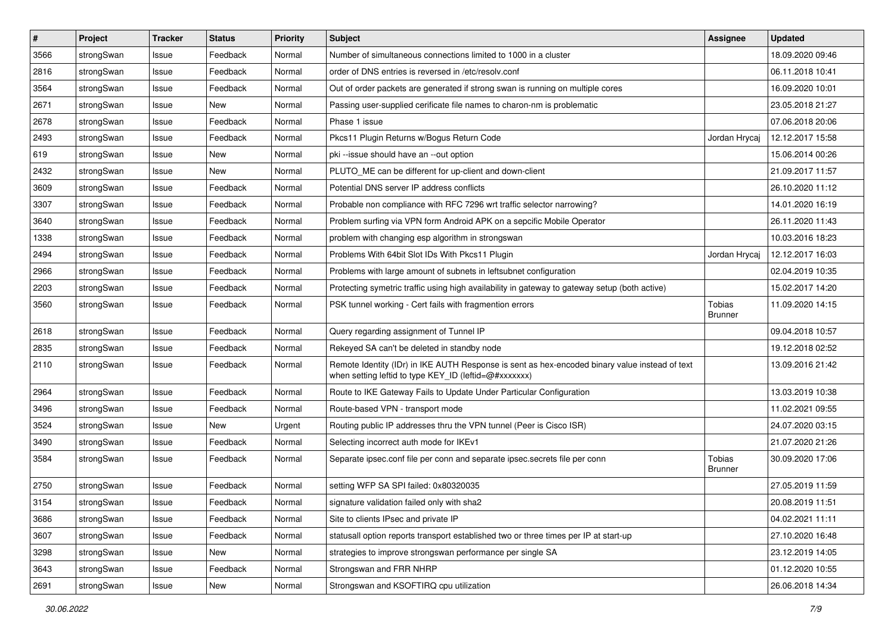| # | Project | Tracker | Status | Priority | Subject | Assignee | Updated |
|---|---|---|---|---|---|---|---|
| 3566 | strongSwan | Issue | Feedback | Normal | Number of simultaneous connections limited to 1000 in a cluster | | 18.09.2020 09:46 |
| 2816 | strongSwan | Issue | Feedback | Normal | order of DNS entries is reversed in /etc/resolv.conf | | 06.11.2018 10:41 |
| 3564 | strongSwan | Issue | Feedback | Normal | Out of order packets are generated if strong swan is running on multiple cores | | 16.09.2020 10:01 |
| 2671 | strongSwan | Issue | New | Normal | Passing user-supplied cerificate file names to charon-nm is problematic | | 23.05.2018 21:27 |
| 2678 | strongSwan | Issue | Feedback | Normal | Phase 1 issue | | 07.06.2018 20:06 |
| 2493 | strongSwan | Issue | Feedback | Normal | Pkcs11 Plugin Returns w/Bogus Return Code | Jordan Hrycaj | 12.12.2017 15:58 |
| 619 | strongSwan | Issue | New | Normal | pki --issue should have an --out option | | 15.06.2014 00:26 |
| 2432 | strongSwan | Issue | New | Normal | PLUTO_ME can be different for up-client and down-client | | 21.09.2017 11:57 |
| 3609 | strongSwan | Issue | Feedback | Normal | Potential DNS server IP address conflicts | | 26.10.2020 11:12 |
| 3307 | strongSwan | Issue | Feedback | Normal | Probable non compliance with RFC 7296 wrt traffic selector narrowing? | | 14.01.2020 16:19 |
| 3640 | strongSwan | Issue | Feedback | Normal | Problem surfing via VPN form Android APK on a sepcific Mobile Operator | | 26.11.2020 11:43 |
| 1338 | strongSwan | Issue | Feedback | Normal | problem with changing esp algorithm in strongswan | | 10.03.2016 18:23 |
| 2494 | strongSwan | Issue | Feedback | Normal | Problems With 64bit Slot IDs With Pkcs11 Plugin | Jordan Hrycaj | 12.12.2017 16:03 |
| 2966 | strongSwan | Issue | Feedback | Normal | Problems with large amount of subnets in leftsubnet configuration | | 02.04.2019 10:35 |
| 2203 | strongSwan | Issue | Feedback | Normal | Protecting symetric traffic using high availability in gateway to gateway setup (both active) | | 15.02.2017 14:20 |
| 3560 | strongSwan | Issue | Feedback | Normal | PSK tunnel working - Cert fails with fragmention errors | Tobias Brunner | 11.09.2020 14:15 |
| 2618 | strongSwan | Issue | Feedback | Normal | Query regarding assignment of Tunnel IP | | 09.04.2018 10:57 |
| 2835 | strongSwan | Issue | Feedback | Normal | Rekeyed SA can't be deleted in standby node | | 19.12.2018 02:52 |
| 2110 | strongSwan | Issue | Feedback | Normal | Remote Identity (IDr) in IKE AUTH Response is sent as hex-encoded binary value instead of text when setting leftid to type KEY_ID (leftid=@#xxxxxxx) | | 13.09.2016 21:42 |
| 2964 | strongSwan | Issue | Feedback | Normal | Route to IKE Gateway Fails to Update Under Particular Configuration | | 13.03.2019 10:38 |
| 3496 | strongSwan | Issue | Feedback | Normal | Route-based VPN - transport mode | | 11.02.2021 09:55 |
| 3524 | strongSwan | Issue | New | Urgent | Routing public IP addresses thru the VPN tunnel (Peer is Cisco ISR) | | 24.07.2020 03:15 |
| 3490 | strongSwan | Issue | Feedback | Normal | Selecting incorrect auth mode for IKEv1 | | 21.07.2020 21:26 |
| 3584 | strongSwan | Issue | Feedback | Normal | Separate ipsec.conf file per conn and separate ipsec.secrets file per conn | Tobias Brunner | 30.09.2020 17:06 |
| 2750 | strongSwan | Issue | Feedback | Normal | setting WFP SA SPI failed: 0x80320035 | | 27.05.2019 11:59 |
| 3154 | strongSwan | Issue | Feedback | Normal | signature validation failed only with sha2 | | 20.08.2019 11:51 |
| 3686 | strongSwan | Issue | Feedback | Normal | Site to clients IPsec and private IP | | 04.02.2021 11:11 |
| 3607 | strongSwan | Issue | Feedback | Normal | statusall option reports transport established two or three times per IP at start-up | | 27.10.2020 16:48 |
| 3298 | strongSwan | Issue | New | Normal | strategies to improve strongswan performance per single SA | | 23.12.2019 14:05 |
| 3643 | strongSwan | Issue | Feedback | Normal | Strongswan and FRR NHRP | | 01.12.2020 10:55 |
| 2691 | strongSwan | Issue | New | Normal | Strongswan and KSOFTIRQ cpu utilization | | 26.06.2018 14:34 |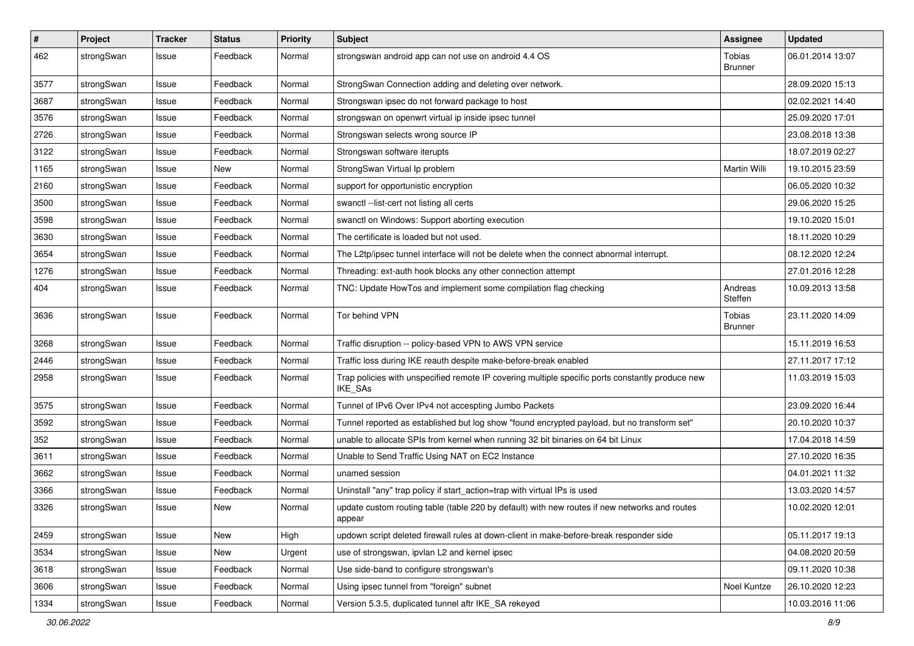| # | Project | Tracker | Status | Priority | Subject | Assignee | Updated |
|---|---|---|---|---|---|---|---|
| 462 | strongSwan | Issue | Feedback | Normal | strongswan android app can not use on android 4.4 OS | Tobias Brunner | 06.01.2014 13:07 |
| 3577 | strongSwan | Issue | Feedback | Normal | StrongSwan Connection adding and deleting over network. | | 28.09.2020 15:13 |
| 3687 | strongSwan | Issue | Feedback | Normal | Strongswan ipsec do not forward package to host | | 02.02.2021 14:40 |
| 3576 | strongSwan | Issue | Feedback | Normal | strongswan on openwrt virtual ip inside ipsec tunnel | | 25.09.2020 17:01 |
| 2726 | strongSwan | Issue | Feedback | Normal | Strongswan selects wrong source IP | | 23.08.2018 13:38 |
| 3122 | strongSwan | Issue | Feedback | Normal | Strongswan software iterupts | | 18.07.2019 02:27 |
| 1165 | strongSwan | Issue | New | Normal | StrongSwan Virtual Ip problem | Martin Willi | 19.10.2015 23:59 |
| 2160 | strongSwan | Issue | Feedback | Normal | support for opportunistic encryption | | 06.05.2020 10:32 |
| 3500 | strongSwan | Issue | Feedback | Normal | swanctl --list-cert not listing all certs | | 29.06.2020 15:25 |
| 3598 | strongSwan | Issue | Feedback | Normal | swanctl on Windows: Support aborting execution | | 19.10.2020 15:01 |
| 3630 | strongSwan | Issue | Feedback | Normal | The certificate is loaded but not used. | | 18.11.2020 10:29 |
| 3654 | strongSwan | Issue | Feedback | Normal | The L2tp/ipsec tunnel interface will not be delete when the connect abnormal interrupt. | | 08.12.2020 12:24 |
| 1276 | strongSwan | Issue | Feedback | Normal | Threading: ext-auth hook blocks any other connection attempt | | 27.01.2016 12:28 |
| 404 | strongSwan | Issue | Feedback | Normal | TNC: Update HowTos and implement some compilation flag checking | Andreas Steffen | 10.09.2013 13:58 |
| 3636 | strongSwan | Issue | Feedback | Normal | Tor behind VPN | Tobias Brunner | 23.11.2020 14:09 |
| 3268 | strongSwan | Issue | Feedback | Normal | Traffic disruption -- policy-based VPN to AWS VPN service | | 15.11.2019 16:53 |
| 2446 | strongSwan | Issue | Feedback | Normal | Traffic loss during IKE reauth despite make-before-break enabled | | 27.11.2017 17:12 |
| 2958 | strongSwan | Issue | Feedback | Normal | Trap policies with unspecified remote IP covering multiple specific ports constantly produce new IKE_SAs | | 11.03.2019 15:03 |
| 3575 | strongSwan | Issue | Feedback | Normal | Tunnel of IPv6 Over IPv4 not accespting Jumbo Packets | | 23.09.2020 16:44 |
| 3592 | strongSwan | Issue | Feedback | Normal | Tunnel reported as established but log show "found encrypted payload, but no transform set" | | 20.10.2020 10:37 |
| 352 | strongSwan | Issue | Feedback | Normal | unable to allocate SPIs from kernel when running 32 bit binaries on 64 bit Linux | | 17.04.2018 14:59 |
| 3611 | strongSwan | Issue | Feedback | Normal | Unable to Send Traffic Using NAT on EC2 Instance | | 27.10.2020 16:35 |
| 3662 | strongSwan | Issue | Feedback | Normal | unamed session | | 04.01.2021 11:32 |
| 3366 | strongSwan | Issue | Feedback | Normal | Uninstall "any" trap policy if start_action=trap with virtual IPs is used | | 13.03.2020 14:57 |
| 3326 | strongSwan | Issue | New | Normal | update custom routing table (table 220 by default) with new routes if new networks and routes appear | | 10.02.2020 12:01 |
| 2459 | strongSwan | Issue | New | High | updown script deleted firewall rules at down-client in make-before-break responder side | | 05.11.2017 19:13 |
| 3534 | strongSwan | Issue | New | Urgent | use of strongswan, ipvlan L2 and kernel ipsec | | 04.08.2020 20:59 |
| 3618 | strongSwan | Issue | Feedback | Normal | Use side-band to configure strongswan's | | 09.11.2020 10:38 |
| 3606 | strongSwan | Issue | Feedback | Normal | Using ipsec tunnel from "foreign" subnet | Noel Kuntze | 26.10.2020 12:23 |
| 1334 | strongSwan | Issue | Feedback | Normal | Version 5.3.5, duplicated tunnel aftr IKE_SA rekeyed | | 10.03.2016 11:06 |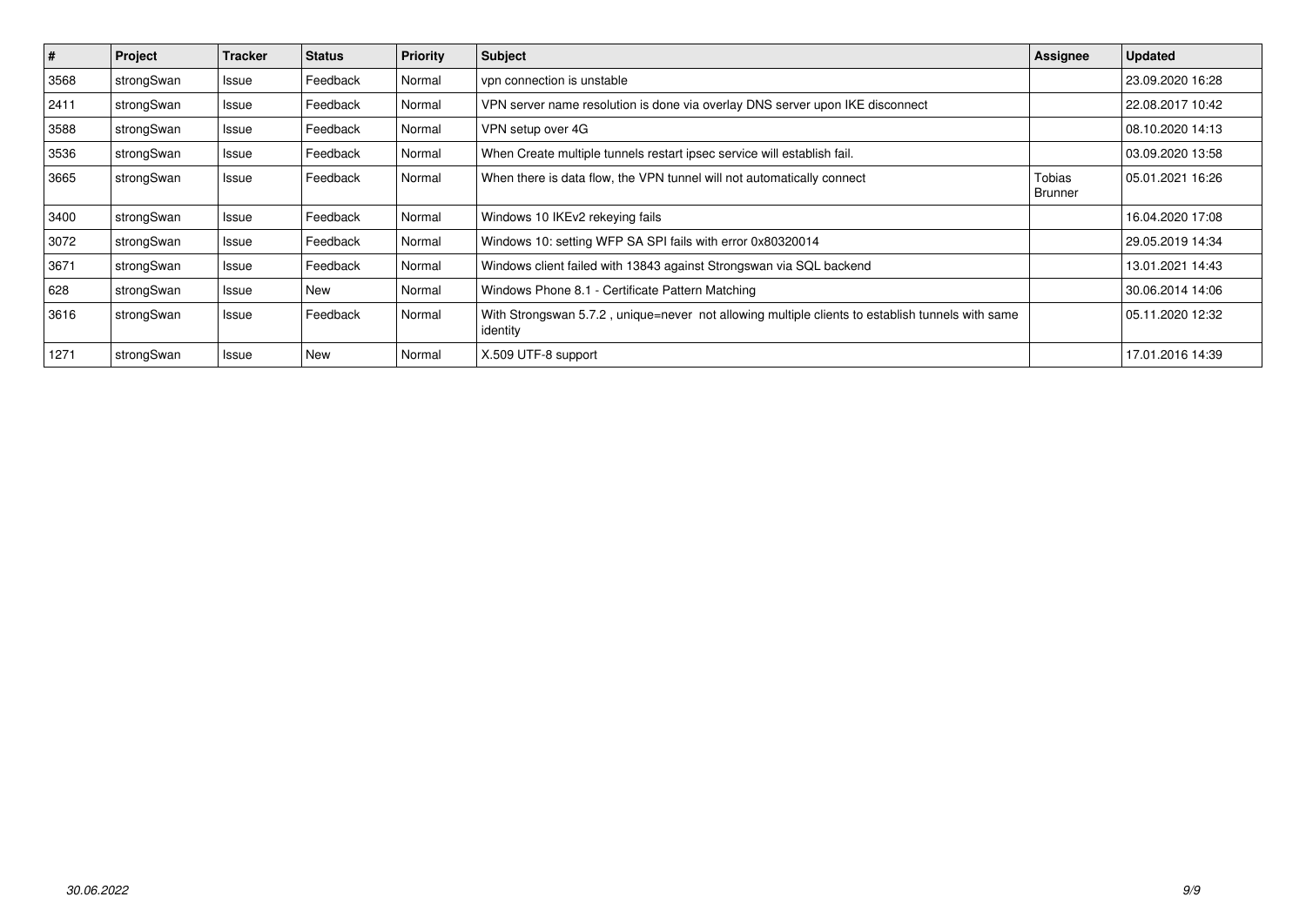| # | Project | Tracker | Status | Priority | Subject | Assignee | Updated |
|---|---|---|---|---|---|---|---|
| 3568 | strongSwan | Issue | Feedback | Normal | vpn connection is unstable | | 23.09.2020 16:28 |
| 2411 | strongSwan | Issue | Feedback | Normal | VPN server name resolution is done via overlay DNS server upon IKE disconnect | | 22.08.2017 10:42 |
| 3588 | strongSwan | Issue | Feedback | Normal | VPN setup over 4G | | 08.10.2020 14:13 |
| 3536 | strongSwan | Issue | Feedback | Normal | When Create multiple tunnels restart ipsec service will establish fail. | | 03.09.2020 13:58 |
| 3665 | strongSwan | Issue | Feedback | Normal | When there is data flow, the VPN tunnel will not automatically connect | Tobias Brunner | 05.01.2021 16:26 |
| 3400 | strongSwan | Issue | Feedback | Normal | Windows 10 IKEv2 rekeying fails | | 16.04.2020 17:08 |
| 3072 | strongSwan | Issue | Feedback | Normal | Windows 10: setting WFP SA SPI fails with error 0x80320014 | | 29.05.2019 14:34 |
| 3671 | strongSwan | Issue | Feedback | Normal | Windows client failed with 13843 against Strongswan via SQL backend | | 13.01.2021 14:43 |
| 628 | strongSwan | Issue | New | Normal | Windows Phone 8.1 - Certificate Pattern Matching | | 30.06.2014 14:06 |
| 3616 | strongSwan | Issue | Feedback | Normal | With Strongswan 5.7.2 , unique=never not allowing multiple clients to establish tunnels with same identity | | 05.11.2020 12:32 |
| 1271 | strongSwan | Issue | New | Normal | X.509 UTF-8 support | | 17.01.2016 14:39 |

*30.06.2022*